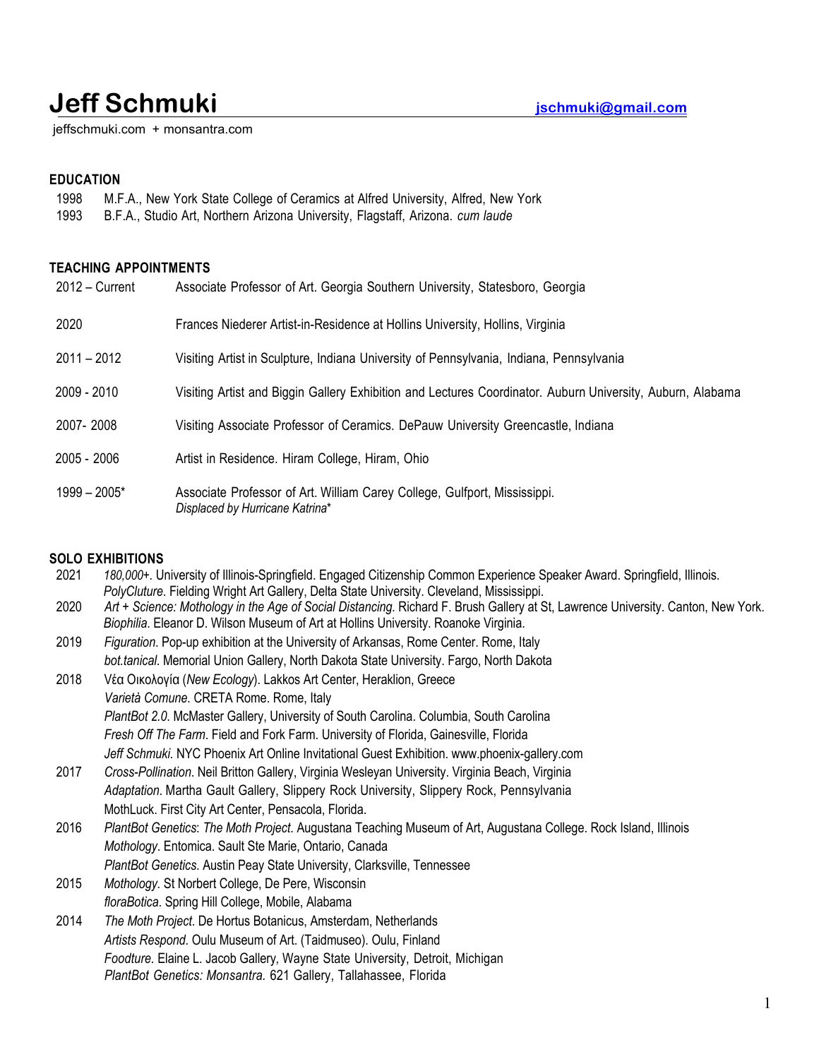# Jeff Schmuki

**jschmuki@gmail.com**

jeffschmuki.com + monsantra.com

## EDUCATION

1998 M.F.A., New York State College of Ceramics at Alfred University, Alfred, New York
1993 B.F.A., Studio Art, Northern Arizona University, Flagstaff, Arizona. *cum laude*

## TEACHING APPOINTMENTS

| | |
|---|---|
| 2012 – Current | Associate Professor of Art. Georgia Southern University, Statesboro, Georgia |
| 2020 | Frances Niederer Artist-in-Residence at Hollins University, Hollins, Virginia |
| 2011 – 2012 | Visiting Artist in Sculpture, Indiana University of Pennsylvania, Indiana, Pennsylvania |
| 2009 - 2010 | Visiting Artist and Biggin Gallery Exhibition and Lectures Coordinator. Auburn University, Auburn, Alabama |
| 2007- 2008 | Visiting Associate Professor of Ceramics. DePauw University Greencastle, Indiana |
| 2005 - 2006 | Artist in Residence. Hiram College, Hiram, Ohio |
| 1999 – 2005* | Associate Professor of Art. William Carey College, Gulfport, Mississippi. *Displaced by Hurricane Katrina** |

## SOLO EXHIBITIONS

2021 *180,000+*. University of Illinois-Springfield. Engaged Citizenship Common Experience Speaker Award. Springfield, Illinois.
*PolyCluture*. Fielding Wright Art Gallery, Delta State University. Cleveland, Mississippi.

2020 *Art + Science: Mothology in the Age of Social Distancing.* Richard F. Brush Gallery at St, Lawrence University. Canton, New York.
*Biophilia*. Eleanor D. Wilson Museum of Art at Hollins University. Roanoke Virginia.

2019 *Figuration*. Pop-up exhibition at the University of Arkansas, Rome Center. Rome, Italy
*bot.tanical*. Memorial Union Gallery, North Dakota State University. Fargo, North Dakota

2018 Νέα Οικολογία (*New Ecology*). Lakkos Art Center, Heraklion, Greece
*Varietà Comune.* CRETA Rome. Rome, Italy
*PlantBot 2.0*. McMaster Gallery, University of South Carolina. Columbia, South Carolina
*Fresh Off The Farm*. Field and Fork Farm. University of Florida, Gainesville, Florida
*Jeff Schmuki*. NYC Phoenix Art Online Invitational Guest Exhibition. www.phoenix-gallery.com

2017 *Cross-Pollination*. Neil Britton Gallery, Virginia Wesleyan University. Virginia Beach, Virginia
*Adaptation*. Martha Gault Gallery, Slippery Rock University, Slippery Rock, Pennsylvania
MothLuck. First City Art Center, Pensacola, Florida.

2016 *PlantBot Genetics*: *The Moth Project*. Augustana Teaching Museum of Art, Augustana College. Rock Island, Illinois
*Mothology*. Entomica. Sault Ste Marie, Ontario, Canada
*PlantBot Genetics.* Austin Peay State University, Clarksville, Tennessee

2015 *Mothology.* St Norbert College, De Pere, Wisconsin
*floraBotica*. Spring Hill College, Mobile, Alabama

2014 *The Moth Project*. De Hortus Botanicus, Amsterdam, Netherlands
*Artists Respond*. Oulu Museum of Art. (Taidmuseo). Oulu, Finland
*Foodture.* Elaine L. Jacob Gallery*,* Wayne State University, Detroit, Michigan
*PlantBot Genetics: Monsantra.* 621 Gallery, Tallahassee, Florida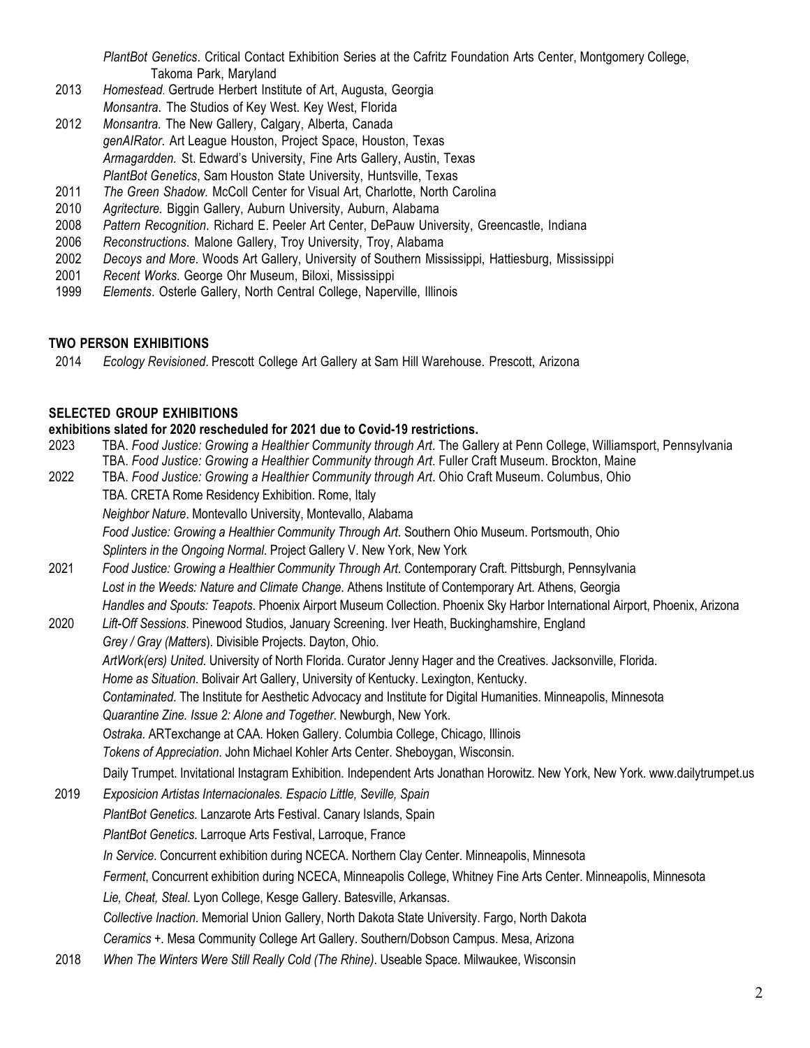*PlantBot Genetics*. Critical Contact Exhibition Series at the Cafritz Foundation Arts Center, Montgomery College, Takoma Park, Maryland

2013 *Homestead*. Gertrude Herbert Institute of Art, Augusta, Georgia
*Monsantra*. The Studios of Key West. Key West, Florida

2012 *Monsantra*. The New Gallery, Calgary, Alberta, Canada
*genAIRator*. Art League Houston, Project Space, Houston, Texas
*Armagardden*. St. Edward's University, Fine Arts Gallery, Austin, Texas
*PlantBot Genetics*, Sam Houston State University, Huntsville, Texas

2011 *The Green Shadow*. McColl Center for Visual Art, Charlotte, North Carolina

2010 *Agritecture*. Biggin Gallery, Auburn University, Auburn, Alabama

2008 *Pattern Recognition*. Richard E. Peeler Art Center, DePauw University, Greencastle, Indiana

2006 *Reconstructions*. Malone Gallery, Troy University, Troy, Alabama

2002 *Decoys and More*. Woods Art Gallery, University of Southern Mississippi, Hattiesburg, Mississippi

2001 *Recent Works*. George Ohr Museum, Biloxi, Mississippi

1999 *Elements*. Osterle Gallery, North Central College, Naperville, Illinois

**TWO PERSON EXHIBITIONS**

2014 *Ecology Revisioned*. Prescott College Art Gallery at Sam Hill Warehouse. Prescott, Arizona

**SELECTED GROUP EXHIBITIONS**

**exhibitions slated for 2020 rescheduled for 2021 due to Covid-19 restrictions.**

2023 TBA. *Food Justice: Growing a Healthier Community through Art*. The Gallery at Penn College, Williamsport, Pennsylvania
TBA. *Food Justice: Growing a Healthier Community through Art*. Fuller Craft Museum. Brockton, Maine

2022 TBA. *Food Justice: Growing a Healthier Community through Art*. Ohio Craft Museum. Columbus, Ohio
TBA. CRETA Rome Residency Exhibition. Rome, Italy
*Neighbor Nature*. Montevallo University, Montevallo, Alabama
*Food Justice: Growing a Healthier Community Through Art*. Southern Ohio Museum. Portsmouth, Ohio
*Splinters in the Ongoing Normal*. Project Gallery V. New York, New York

2021 *Food Justice: Growing a Healthier Community Through Art*. Contemporary Craft. Pittsburgh, Pennsylvania
*Lost in the Weeds: Nature and Climate Change*. Athens Institute of Contemporary Art. Athens, Georgia
*Handles and Spouts: Teapots*. Phoenix Airport Museum Collection. Phoenix Sky Harbor International Airport, Phoenix, Arizona

2020 *Lift-Off Sessions*. Pinewood Studios, January Screening. Iver Heath, Buckinghamshire, England
*Grey / Gray (Matters*). Divisible Projects. Dayton, Ohio.
*ArtWork(ers) United*. University of North Florida. Curator Jenny Hager and the Creatives. Jacksonville, Florida.
*Home as Situation*. Bolivair Art Gallery, University of Kentucky. Lexington, Kentucky.
*Contaminated*. The Institute for Aesthetic Advocacy and Institute for Digital Humanities. Minneapolis, Minnesota
*Quarantine Zine. Issue 2: Alone and Together*. Newburgh, New York.
*Ostraka*. ARTexchange at CAA. Hoken Gallery. Columbia College, Chicago, Illinois
*Tokens of Appreciation*. John Michael Kohler Arts Center. Sheboygan, Wisconsin.
Daily Trumpet. Invitational Instagram Exhibition. Independent Arts Jonathan Horowitz. New York, New York. www.dailytrumpet.us

2019 *Exposicion Artistas Internacionales. Espacio Little, Seville, Spain*
*PlantBot Genetics*. Lanzarote Arts Festival. Canary Islands, Spain
*PlantBot Genetics*. Larroque Arts Festival, Larroque, France
*In Service*. Concurrent exhibition during NCECA. Northern Clay Center. Minneapolis, Minnesota
*Ferment*, Concurrent exhibition during NCECA, Minneapolis College, Whitney Fine Arts Center. Minneapolis, Minnesota
*Lie, Cheat, Steal*. Lyon College, Kesge Gallery. Batesville, Arkansas.
*Collective Inaction*. Memorial Union Gallery, North Dakota State University. Fargo, North Dakota
*Ceramics +*. Mesa Community College Art Gallery. Southern/Dobson Campus. Mesa, Arizona

2018 *When The Winters Were Still Really Cold (The Rhine)*. Useable Space. Milwaukee, Wisconsin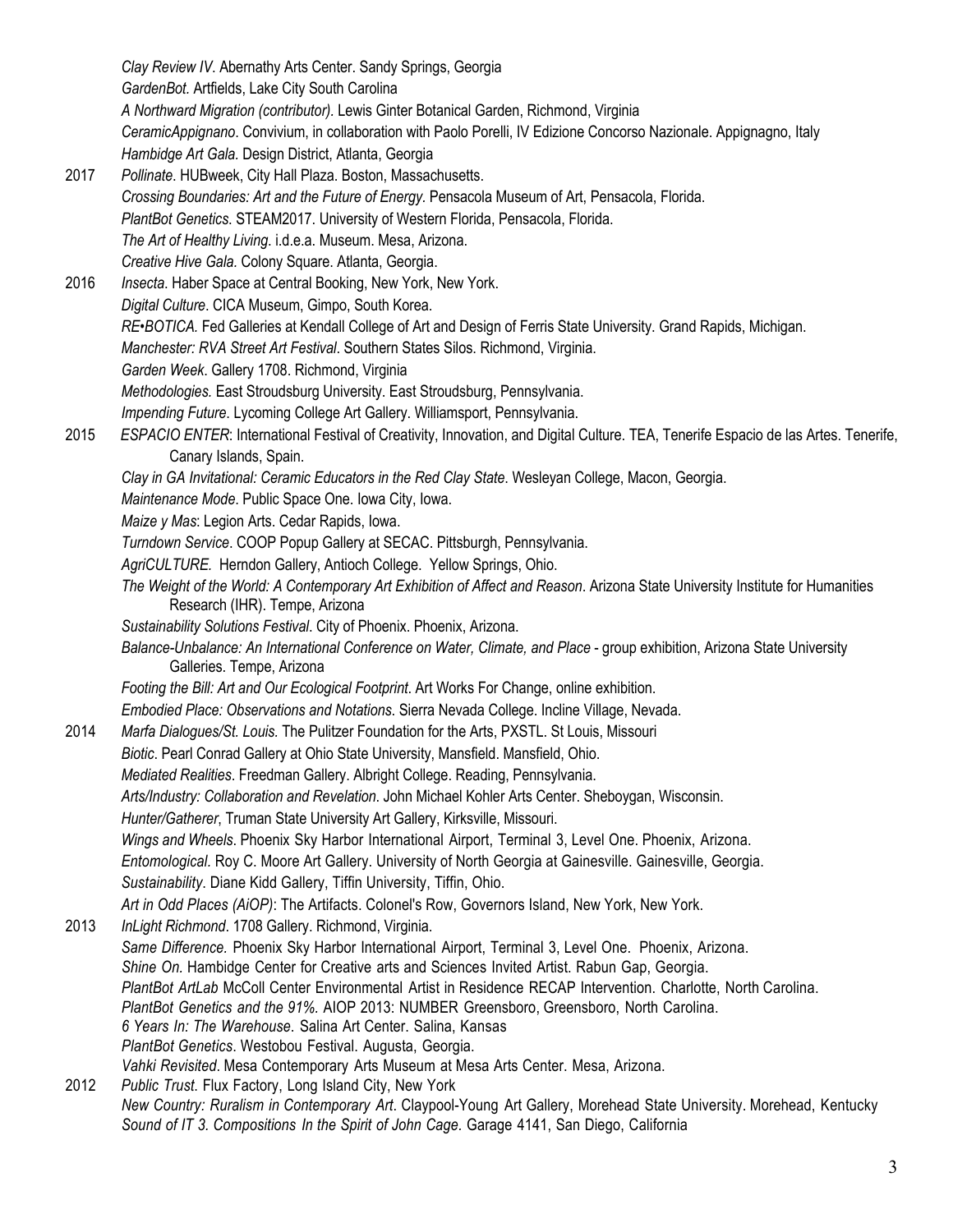*Clay Review IV*. Abernathy Arts Center. Sandy Springs, Georgia
*GardenBot.* Artfields, Lake City South Carolina
*A Northward Migration (contributor)*. Lewis Ginter Botanical Garden, Richmond, Virginia
*CeramicAppignano*. Convivium, in collaboration with Paolo Porelli, IV Edizione Concorso Nazionale. Appignagno, Italy
*Hambidge Art Gala.* Design District, Atlanta, Georgia

2017 *Pollinate*. HUBweek, City Hall Plaza. Boston, Massachusetts.
*Crossing Boundaries: Art and the Future of Energy*. Pensacola Museum of Art, Pensacola, Florida.
*PlantBot Genetics*. STEAM2017. University of Western Florida, Pensacola, Florida.
*The Art of Healthy Living*. i.d.e.a. Museum. Mesa, Arizona.
*Creative Hive Gala.* Colony Square. Atlanta, Georgia.

2016 *Insecta.* Haber Space at Central Booking, New York, New York.
*Digital Culture*. CICA Museum, Gimpo, South Korea.
*RE•BOTICA.* Fed Galleries at Kendall College of Art and Design of Ferris State University. Grand Rapids, Michigan.
*Manchester: RVA Street Art Festival*. Southern States Silos. Richmond, Virginia.
*Garden Week*. Gallery 1708. Richmond, Virginia
*Methodologies.* East Stroudsburg University. East Stroudsburg, Pennsylvania.
*Impending Future*. Lycoming College Art Gallery. Williamsport, Pennsylvania.

2015 *ESPACIO ENTER*: International Festival of Creativity, Innovation, and Digital Culture. TEA, Tenerife Espacio de las Artes. Tenerife, Canary Islands, Spain.
*Clay in GA Invitational: Ceramic Educators in the Red Clay State*. Wesleyan College, Macon, Georgia.
*Maintenance Mode*. Public Space One. Iowa City, Iowa.
*Maize y Mas*: Legion Arts. Cedar Rapids, Iowa.
*Turndown Service*. COOP Popup Gallery at SECAC. Pittsburgh, Pennsylvania.
*AgriCULTURE.* Herndon Gallery, Antioch College. Yellow Springs, Ohio.
*The Weight of the World: A Contemporary Art Exhibition of Affect and Reason*. Arizona State University Institute for Humanities Research (IHR). Tempe, Arizona
*Sustainability Solutions Festival*. City of Phoenix. Phoenix, Arizona.
*Balance-Unbalance: An International Conference on Water, Climate, and Place* - group exhibition, Arizona State University Galleries. Tempe, Arizona
*Footing the Bill: Art and Our Ecological Footprint*. Art Works For Change, online exhibition.
*Embodied Place: Observations and Notations*. Sierra Nevada College. Incline Village, Nevada.

2014 *Marfa Dialogues/St. Louis.* The Pulitzer Foundation for the Arts, PXSTL. St Louis, Missouri
*Biotic*. Pearl Conrad Gallery at Ohio State University, Mansfield. Mansfield, Ohio.
*Mediated Realities*. Freedman Gallery. Albright College. Reading, Pennsylvania.
*Arts/Industry: Collaboration and Revelation*. John Michael Kohler Arts Center. Sheboygan, Wisconsin.
*Hunter/Gatherer*, Truman State University Art Gallery, Kirksville, Missouri.
*Wings and Wheels*. Phoenix Sky Harbor International Airport, Terminal 3, Level One. Phoenix, Arizona.
*Entomological.* Roy C. Moore Art Gallery. University of North Georgia at Gainesville. Gainesville, Georgia.
*Sustainability*. Diane Kidd Gallery, Tiffin University, Tiffin, Ohio.
*Art in Odd Places (AiOP)*: The Artifacts. Colonel's Row, Governors Island, New York, New York.

2013 *InLight Richmond*. 1708 Gallery. Richmond, Virginia.
*Same Difference.* Phoenix Sky Harbor International Airport, Terminal 3, Level One. Phoenix, Arizona.
*Shine On.* Hambidge Center for Creative arts and Sciences Invited Artist. Rabun Gap, Georgia.
*PlantBot ArtLab* McColl Center Environmental Artist in Residence RECAP Intervention. Charlotte, North Carolina.
*PlantBot Genetics and the 91%.* AIOP 2013: NUMBER Greensboro, Greensboro, North Carolina.
*6 Years In: The Warehouse*. Salina Art Center. Salina, Kansas
*PlantBot Genetics*. Westobou Festival. Augusta, Georgia.
*Vahki Revisited*. Mesa Contemporary Arts Museum at Mesa Arts Center. Mesa, Arizona.

2012 *Public Trust.* Flux Factory, Long Island City, New York
*New Country: Ruralism in Contemporary Art*. Claypool-Young Art Gallery, Morehead State University. Morehead, Kentucky
*Sound of IT 3. Compositions In the Spirit of John Cage.* Garage 4141, San Diego, California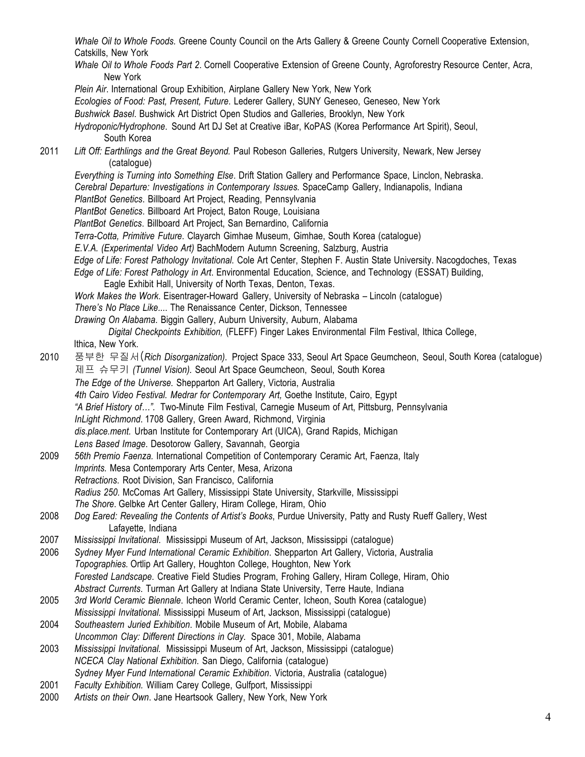*Whale Oil to Whole Foods.* Greene County Council on the Arts Gallery & Greene County Cornell Cooperative Extension, Catskills, New York

*Whale Oil to Whole Foods Part 2*. Cornell Cooperative Extension of Greene County, Agroforestry Resource Center, Acra, New York

*Plein Air*. International Group Exhibition, Airplane Gallery New York, New York

*Ecologies of Food: Past, Present, Future*. Lederer Gallery, SUNY Geneseo, Geneseo, New York

*Bushwick Basel*. Bushwick Art District Open Studios and Galleries, Brooklyn, New York

*Hydroponic/Hydrophone*. Sound Art DJ Set at Creative iBar, KoPAS (Korea Performance Art Spirit), Seoul, South Korea

**2011**

*Lift Off: Earthlings and the Great Beyond.* Paul Robeson Galleries, Rutgers University, Newark, New Jersey (catalogue)

*Everything is Turning into Something Else*. Drift Station Gallery and Performance Space, Linclon, Nebraska.

*Cerebral Departure: Investigations in Contemporary Issues.* SpaceCamp Gallery, Indianapolis, Indiana

*PlantBot Genetics*. Billboard Art Project, Reading, Pennsylvania

*PlantBot Genetics*. Billboard Art Project, Baton Rouge, Louisiana

*PlantBot Genetics*. Billboard Art Project, San Bernardino, California

*Terra-Cotta, Primitive Future*. Clayarch Gimhae Museum, Gimhae, South Korea (catalogue)

*E.V.A. (Experimental Video Art)* BachModern Autumn Screening, Salzburg, Austria

*Edge of Life: Forest Pathology Invitational*. Cole Art Center, Stephen F. Austin State University. Nacogdoches, Texas

*Edge of Life: Forest Pathology in Art*. Environmental Education, Science, and Technology (ESSAT) Building, Eagle Exhibit Hall, University of North Texas, Denton, Texas.

*Work Makes the Work*. Eisentrager-Howard Gallery, University of Nebraska – Lincoln (catalogue)

*There's No Place Like....* The Renaissance Center, Dickson, Tennessee

*Drawing On Alabama*. Biggin Gallery, Auburn University, Auburn, Alabama

*Digital Checkpoints Exhibition,* (FLEFF) Finger Lakes Environmental Film Festival, Ithica College, Ithica, New York.

**2010**

풍부한 무질서(*Rich Disorganization)*. Project Space 333, Seoul Art Space Geumcheon, Seoul, South Korea (catalogue)

제프 슈무키 *(Tunnel Vision)*. Seoul Art Space Geumcheon, Seoul, South Korea

*The Edge of the Universe.* Shepparton Art Gallery, Victoria, Australia

*4th Cairo Video Festival. Medrar for Contemporary Art,* Goethe Institute, Cairo, Egypt

*"A Brief History of…"*. Two-Minute Film Festival, Carnegie Museum of Art, Pittsburg, Pennsylvania

*InLight Richmond*. 1708 Gallery, Green Award, Richmond, Virginia

*dis.place.ment*. Urban Institute for Contemporary Art (UICA), Grand Rapids, Michigan

*Lens Based Image*. Desotorow Gallery, Savannah, Georgia

**2009**

*56th Premio Faenza.* International Competition of Contemporary Ceramic Art, Faenza, Italy

*Imprints.* Mesa Contemporary Arts Center, Mesa, Arizona

*Retractions*. Root Division, San Francisco, California

*Radius 250*. McComas Art Gallery, Mississippi State University, Starkville, Mississippi

*The Shore*. Gelbke Art Center Gallery, Hiram College, Hiram, Ohio

**2008**

*Dog Eared: Revealing the Contents of Artist's Books*, Purdue University, Patty and Rusty Rueff Gallery, West Lafayette, Indiana

**2007**

*Mississippi Invitational*. Mississippi Museum of Art, Jackson, Mississippi (catalogue)

**2006**

*Sydney Myer Fund International Ceramic Exhibition*. Shepparton Art Gallery, Victoria, Australia

*Topographies.* Ortlip Art Gallery, Houghton College, Houghton, New York

*Forested Landscape*. Creative Field Studies Program, Frohing Gallery, Hiram College, Hiram, Ohio

*Abstract Currents*. Turman Art Gallery at Indiana State University, Terre Haute, Indiana

**2005**

*3rd World Ceramic Biennale*. Icheon World Ceramic Center, Icheon, South Korea (catalogue)

*Mississippi Invitational.* Mississippi Museum of Art, Jackson, Mississippi (catalogue)

**2004**

*Southeastern Juried Exhibition*. Mobile Museum of Art, Mobile, Alabama

*Uncommon Clay: Different Directions in Clay.* Space 301, Mobile, Alabama

**2003**

*Mississippi Invitational*. Mississippi Museum of Art, Jackson, Mississippi (catalogue)

*NCECA Clay National Exhibition.* San Diego, California (catalogue)

*Sydney Myer Fund International Ceramic Exhibition*. Victoria, Australia (catalogue)

**2001**

*Faculty Exhibition.* William Carey College, Gulfport, Mississippi

**2000**

*Artists on their Own*. Jane Heartsook Gallery, New York, New York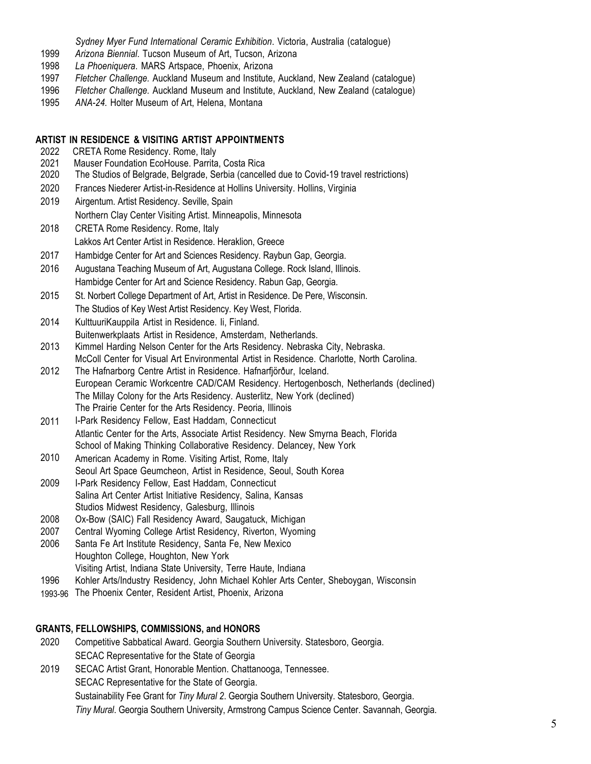*Sydney Myer Fund International Ceramic Exhibition*. Victoria, Australia (catalogue)

1999 *Arizona Biennial*. Tucson Museum of Art, Tucson, Arizona
1998 *La Phoeniquera*. MARS Artspace, Phoenix, Arizona
1997 *Fletcher Challenge.* Auckland Museum and Institute, Auckland, New Zealand (catalogue)
1996 *Fletcher Challenge.* Auckland Museum and Institute, Auckland, New Zealand (catalogue)
1995 *ANA-24.* Holter Museum of Art, Helena, Montana

## ARTIST IN RESIDENCE & VISITING ARTIST APPOINTMENTS

2022 CRETA Rome Residency. Rome, Italy
2021 Mauser Foundation EcoHouse. Parrita, Costa Rica
2020 The Studios of Belgrade, Belgrade, Serbia (cancelled due to Covid-19 travel restrictions)
2020 Frances Niederer Artist-in-Residence at Hollins University. Hollins, Virginia
2019 Airgentum. Artist Residency. Seville, Spain
Northern Clay Center Visiting Artist. Minneapolis, Minnesota
2018 CRETA Rome Residency. Rome, Italy
Lakkos Art Center Artist in Residence. Heraklion, Greece
2017 Hambidge Center for Art and Sciences Residency. Raybun Gap, Georgia.
2016 Augustana Teaching Museum of Art, Augustana College. Rock Island, Illinois.
Hambidge Center for Art and Science Residency. Rabun Gap, Georgia.
2015 St. Norbert College Department of Art, Artist in Residence. De Pere, Wisconsin.
The Studios of Key West Artist Residency. Key West, Florida.
2014 KulttuuriKauppila Artist in Residence. Ii, Finland.
Buitenwerkplaats Artist in Residence, Amsterdam, Netherlands.
2013 Kimmel Harding Nelson Center for the Arts Residency. Nebraska City, Nebraska.
McColl Center for Visual Art Environmental Artist in Residence. Charlotte, North Carolina.
2012 The Hafnarborg Centre Artist in Residence. Hafnarfjörður, Iceland.
European Ceramic Workcentre CAD/CAM Residency. Hertogenbosch, Netherlands (declined)
The Millay Colony for the Arts Residency. Austerlitz, New York (declined)
The Prairie Center for the Arts Residency. Peoria, Illinois
2011 I-Park Residency Fellow, East Haddam, Connecticut
Atlantic Center for the Arts, Associate Artist Residency. New Smyrna Beach, Florida
School of Making Thinking Collaborative Residency. Delancey, New York
2010 American Academy in Rome. Visiting Artist, Rome, Italy
Seoul Art Space Geumcheon, Artist in Residence, Seoul, South Korea
2009 I-Park Residency Fellow, East Haddam, Connecticut
Salina Art Center Artist Initiative Residency, Salina, Kansas
Studios Midwest Residency, Galesburg, Illinois
2008 Ox-Bow (SAIC) Fall Residency Award, Saugatuck, Michigan
2007 Central Wyoming College Artist Residency, Riverton, Wyoming
2006 Santa Fe Art Institute Residency, Santa Fe, New Mexico
Houghton College, Houghton, New York
Visiting Artist, Indiana State University, Terre Haute, Indiana
1996 Kohler Arts/Industry Residency, John Michael Kohler Arts Center, Sheboygan, Wisconsin
1993-96 The Phoenix Center, Resident Artist, Phoenix, Arizona

## GRANTS, FELLOWSHIPS, COMMISSIONS, and HONORS

2020 Competitive Sabbatical Award. Georgia Southern University. Statesboro, Georgia.
SECAC Representative for the State of Georgia
2019 SECAC Artist Grant, Honorable Mention. Chattanooga, Tennessee.
SECAC Representative for the State of Georgia.
Sustainability Fee Grant for *Tiny Mural 2*. Georgia Southern University. Statesboro, Georgia.
*Tiny Mural*. Georgia Southern University, Armstrong Campus Science Center. Savannah, Georgia.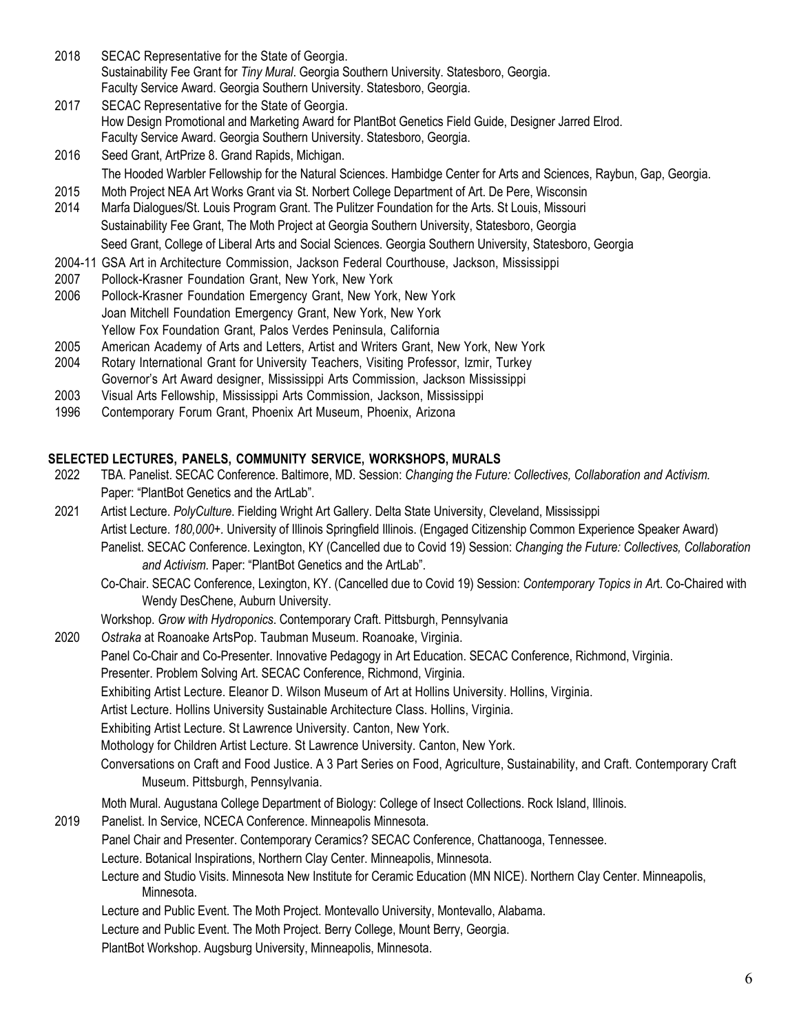2018 SECAC Representative for the State of Georgia.
Sustainability Fee Grant for *Tiny Mural*. Georgia Southern University. Statesboro, Georgia.
Faculty Service Award. Georgia Southern University. Statesboro, Georgia.

2017 SECAC Representative for the State of Georgia.
How Design Promotional and Marketing Award for PlantBot Genetics Field Guide, Designer Jarred Elrod.
Faculty Service Award. Georgia Southern University. Statesboro, Georgia.

2016 Seed Grant, ArtPrize 8. Grand Rapids, Michigan.
The Hooded Warbler Fellowship for the Natural Sciences. Hambidge Center for Arts and Sciences, Raybun, Gap, Georgia.

2015 Moth Project NEA Art Works Grant via St. Norbert College Department of Art. De Pere, Wisconsin

2014 Marfa Dialogues/St. Louis Program Grant. The Pulitzer Foundation for the Arts. St Louis, Missouri
Sustainability Fee Grant, The Moth Project at Georgia Southern University, Statesboro, Georgia
Seed Grant, College of Liberal Arts and Social Sciences. Georgia Southern University, Statesboro, Georgia

2004-11 GSA Art in Architecture Commission, Jackson Federal Courthouse, Jackson, Mississippi

2007 Pollock-Krasner Foundation Grant, New York, New York

2006 Pollock-Krasner Foundation Emergency Grant, New York, New York
Joan Mitchell Foundation Emergency Grant, New York, New York
Yellow Fox Foundation Grant, Palos Verdes Peninsula, California

2005 American Academy of Arts and Letters, Artist and Writers Grant, New York, New York

2004 Rotary International Grant for University Teachers, Visiting Professor, Izmir, Turkey
Governor's Art Award designer, Mississippi Arts Commission, Jackson Mississippi

2003 Visual Arts Fellowship, Mississippi Arts Commission, Jackson, Mississippi

1996 Contemporary Forum Grant, Phoenix Art Museum, Phoenix, Arizona

## SELECTED LECTURES, PANELS, COMMUNITY SERVICE, WORKSHOPS, MURALS

2022 TBA. Panelist. SECAC Conference. Baltimore, MD. Session: *Changing the Future: Collectives, Collaboration and Activism.* Paper: "PlantBot Genetics and the ArtLab".

2021 Artist Lecture. *PolyCulture*. Fielding Wright Art Gallery. Delta State University, Cleveland, Mississippi
Artist Lecture. *180,000+*. University of Illinois Springfield Illinois. (Engaged Citizenship Common Experience Speaker Award)
Panelist. SECAC Conference. Lexington, KY (Cancelled due to Covid 19) Session: *Changing the Future: Collectives, Collaboration and Activism.* Paper: "PlantBot Genetics and the ArtLab".
Co-Chair. SECAC Conference, Lexington, KY. (Cancelled due to Covid 19) Session: *Contemporary Topics in Ar*t. Co-Chaired with Wendy DesChene, Auburn University.
Workshop. *Grow with Hydroponics*. Contemporary Craft. Pittsburgh, Pennsylvania

2020 *Ostraka* at Roanoake ArtsPop. Taubman Museum. Roanoake, Virginia.
Panel Co-Chair and Co-Presenter. Innovative Pedagogy in Art Education. SECAC Conference, Richmond, Virginia.
Presenter. Problem Solving Art. SECAC Conference, Richmond, Virginia.
Exhibiting Artist Lecture. Eleanor D. Wilson Museum of Art at Hollins University. Hollins, Virginia.
Artist Lecture. Hollins University Sustainable Architecture Class. Hollins, Virginia.
Exhibiting Artist Lecture. St Lawrence University. Canton, New York.
Mothology for Children Artist Lecture. St Lawrence University. Canton, New York.
Conversations on Craft and Food Justice. A 3 Part Series on Food, Agriculture, Sustainability, and Craft. Contemporary Craft Museum. Pittsburgh, Pennsylvania.
Moth Mural. Augustana College Department of Biology: College of Insect Collections. Rock Island, Illinois.

2019 Panelist. In Service, NCECA Conference. Minneapolis Minnesota.
Panel Chair and Presenter. Contemporary Ceramics? SECAC Conference, Chattanooga, Tennessee.
Lecture. Botanical Inspirations, Northern Clay Center. Minneapolis, Minnesota.
Lecture and Studio Visits. Minnesota New Institute for Ceramic Education (MN NICE). Northern Clay Center. Minneapolis, Minnesota.
Lecture and Public Event. The Moth Project. Montevallo University, Montevallo, Alabama.
Lecture and Public Event. The Moth Project. Berry College, Mount Berry, Georgia.
PlantBot Workshop. Augsburg University, Minneapolis, Minnesota.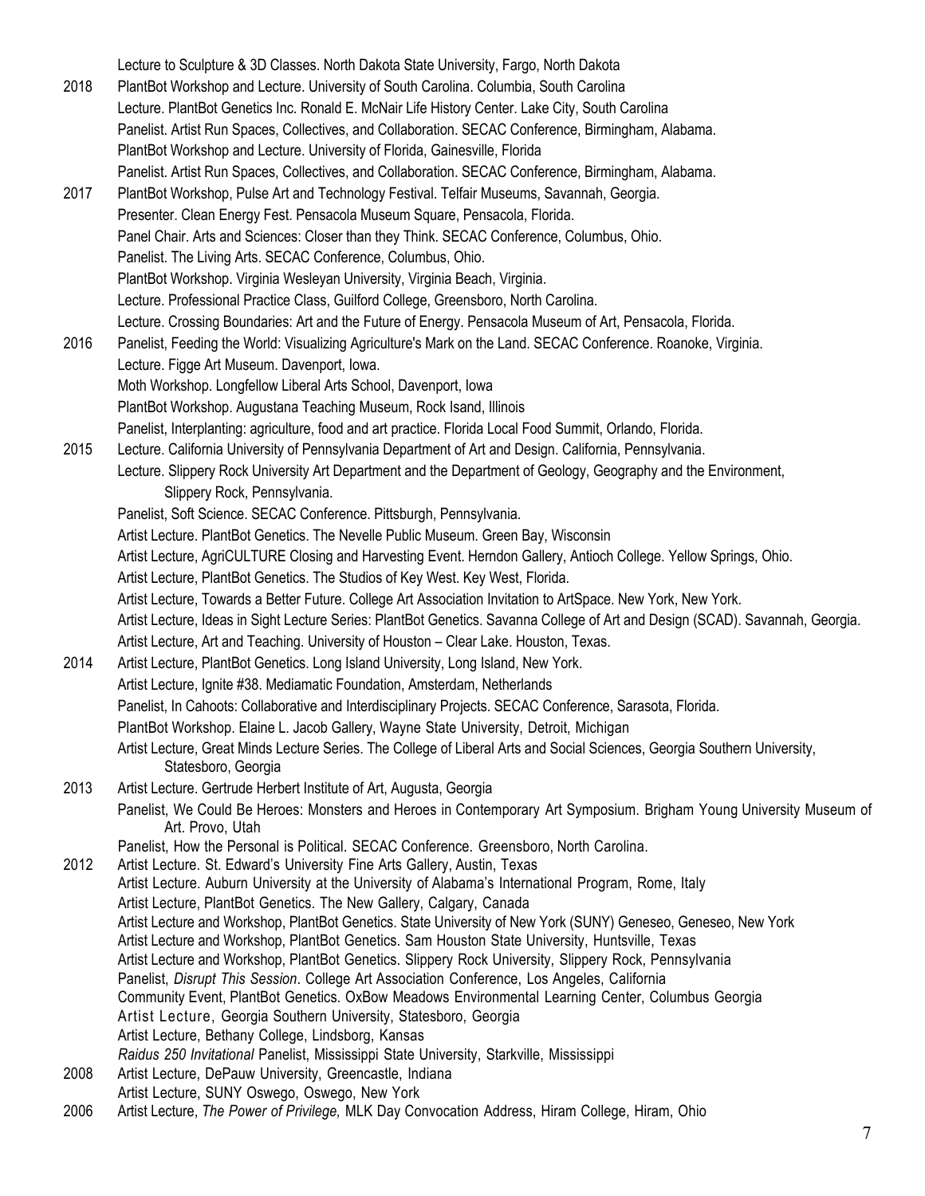Lecture to Sculpture & 3D Classes. North Dakota State University, Fargo, North Dakota

2018 PlantBot Workshop and Lecture. University of South Carolina. Columbia, South Carolina
Lecture. PlantBot Genetics Inc. Ronald E. McNair Life History Center. Lake City, South Carolina
Panelist. Artist Run Spaces, Collectives, and Collaboration. SECAC Conference, Birmingham, Alabama.
PlantBot Workshop and Lecture. University of Florida, Gainesville, Florida
Panelist. Artist Run Spaces, Collectives, and Collaboration. SECAC Conference, Birmingham, Alabama.

2017 PlantBot Workshop, Pulse Art and Technology Festival. Telfair Museums, Savannah, Georgia.
Presenter. Clean Energy Fest. Pensacola Museum Square, Pensacola, Florida.
Panel Chair. Arts and Sciences: Closer than they Think. SECAC Conference, Columbus, Ohio.
Panelist. The Living Arts. SECAC Conference, Columbus, Ohio.
PlantBot Workshop. Virginia Wesleyan University, Virginia Beach, Virginia.
Lecture. Professional Practice Class, Guilford College, Greensboro, North Carolina.
Lecture. Crossing Boundaries: Art and the Future of Energy. Pensacola Museum of Art, Pensacola, Florida.

2016 Panelist, Feeding the World: Visualizing Agriculture's Mark on the Land. SECAC Conference. Roanoke, Virginia.
Lecture. Figge Art Museum. Davenport, Iowa.
Moth Workshop. Longfellow Liberal Arts School, Davenport, Iowa
PlantBot Workshop. Augustana Teaching Museum, Rock Isand, Illinois
Panelist, Interplanting: agriculture, food and art practice. Florida Local Food Summit, Orlando, Florida.

2015 Lecture. California University of Pennsylvania Department of Art and Design. California, Pennsylvania.
Lecture. Slippery Rock University Art Department and the Department of Geology, Geography and the Environment, Slippery Rock, Pennsylvania.
Panelist, Soft Science. SECAC Conference. Pittsburgh, Pennsylvania.
Artist Lecture. PlantBot Genetics. The Nevelle Public Museum. Green Bay, Wisconsin
Artist Lecture, AgriCULTURE Closing and Harvesting Event. Herndon Gallery, Antioch College. Yellow Springs, Ohio.
Artist Lecture, PlantBot Genetics. The Studios of Key West. Key West, Florida.
Artist Lecture, Towards a Better Future. College Art Association Invitation to ArtSpace. New York, New York.
Artist Lecture, Ideas in Sight Lecture Series: PlantBot Genetics. Savanna College of Art and Design (SCAD). Savannah, Georgia.
Artist Lecture, Art and Teaching. University of Houston – Clear Lake. Houston, Texas.

2014 Artist Lecture, PlantBot Genetics. Long Island University, Long Island, New York.
Artist Lecture, Ignite #38. Mediamatic Foundation, Amsterdam, Netherlands
Panelist, In Cahoots: Collaborative and Interdisciplinary Projects. SECAC Conference, Sarasota, Florida.
PlantBot Workshop. Elaine L. Jacob Gallery, Wayne State University, Detroit, Michigan
Artist Lecture, Great Minds Lecture Series. The College of Liberal Arts and Social Sciences, Georgia Southern University, Statesboro, Georgia

2013 Artist Lecture. Gertrude Herbert Institute of Art, Augusta, Georgia
Panelist, We Could Be Heroes: Monsters and Heroes in Contemporary Art Symposium. Brigham Young University Museum of Art. Provo, Utah
Panelist, How the Personal is Political. SECAC Conference. Greensboro, North Carolina.

2012 Artist Lecture. St. Edward's University Fine Arts Gallery, Austin, Texas
Artist Lecture. Auburn University at the University of Alabama's International Program, Rome, Italy
Artist Lecture, PlantBot Genetics. The New Gallery, Calgary, Canada
Artist Lecture and Workshop, PlantBot Genetics. State University of New York (SUNY) Geneseo, Geneseo, New York
Artist Lecture and Workshop, PlantBot Genetics. Sam Houston State University, Huntsville, Texas
Artist Lecture and Workshop, PlantBot Genetics. Slippery Rock University, Slippery Rock, Pennsylvania
Panelist, *Disrupt This Session*. College Art Association Conference, Los Angeles, California
Community Event, PlantBot Genetics. OxBow Meadows Environmental Learning Center, Columbus Georgia
Artist Lecture, Georgia Southern University, Statesboro, Georgia
Artist Lecture, Bethany College, Lindsborg, Kansas
*Raidus 250 Invitational* Panelist, Mississippi State University, Starkville, Mississippi

2008 Artist Lecture, DePauw University, Greencastle, Indiana
Artist Lecture, SUNY Oswego, Oswego, New York

2006 Artist Lecture, *The Power of Privilege,* MLK Day Convocation Address, Hiram College, Hiram, Ohio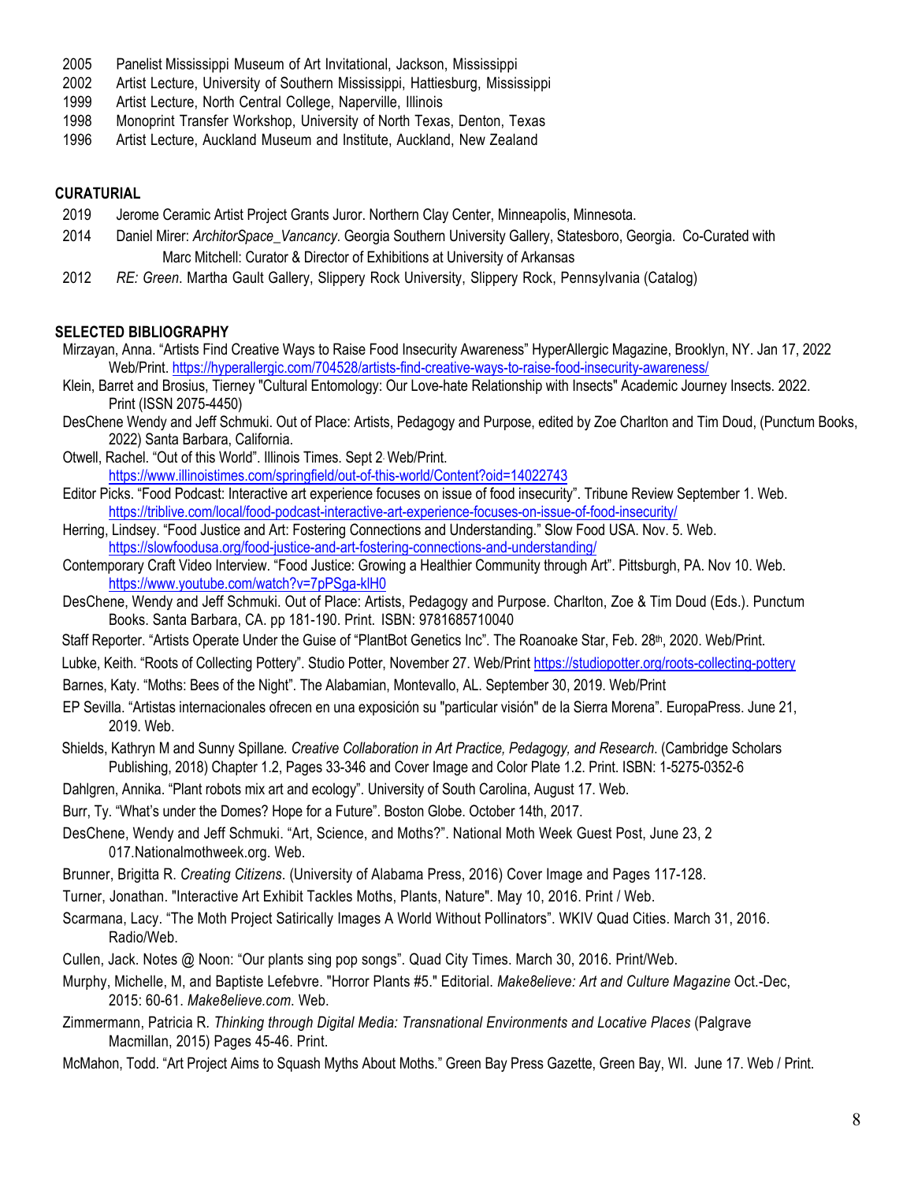- 2005 Panelist Mississippi Museum of Art Invitational, Jackson, Mississippi
- 2002 Artist Lecture, University of Southern Mississippi, Hattiesburg, Mississippi
- 1999 Artist Lecture, North Central College, Naperville, Illinois
- 1998 Monoprint Transfer Workshop, University of North Texas, Denton, Texas
- 1996 Artist Lecture, Auckland Museum and Institute, Auckland, New Zealand

## CURATURIAL

- 2019 Jerome Ceramic Artist Project Grants Juror. Northern Clay Center, Minneapolis, Minnesota.
- 2014 Daniel Mirer: *ArchitorSpace_Vancancy*. Georgia Southern University Gallery, Statesboro, Georgia. Co-Curated with Marc Mitchell: Curator & Director of Exhibitions at University of Arkansas
- 2012 *RE: Green*. Martha Gault Gallery, Slippery Rock University, Slippery Rock, Pennsylvania (Catalog)

## SELECTED BIBLIOGRAPHY

Mirzayan, Anna. "Artists Find Creative Ways to Raise Food Insecurity Awareness" HyperAllergic Magazine, Brooklyn, NY. Jan 17, 2022 Web/Print. https://hyperallergic.com/704528/artists-find-creative-ways-to-raise-food-insecurity-awareness/

Klein, Barret and Brosius, Tierney "Cultural Entomology: Our Love-hate Relationship with Insects" Academic Journey Insects. 2022. Print (ISSN 2075-4450)

DesChene Wendy and Jeff Schmuki. Out of Place: Artists, Pedagogy and Purpose, edited by Zoe Charlton and Tim Doud, (Punctum Books, 2022) Santa Barbara, California.

Otwell, Rachel. "Out of this World". Illinois Times. Sept 2. Web/Print. https://www.illinoistimes.com/springfield/out-of-this-world/Content?oid=14022743

Editor Picks. "Food Podcast: Interactive art experience focuses on issue of food insecurity". Tribune Review September 1. Web. https://triblive.com/local/food-podcast-interactive-art-experience-focuses-on-issue-of-food-insecurity/

Herring, Lindsey. "Food Justice and Art: Fostering Connections and Understanding." Slow Food USA. Nov. 5. Web. https://slowfoodusa.org/food-justice-and-art-fostering-connections-and-understanding/

Contemporary Craft Video Interview. "Food Justice: Growing a Healthier Community through Art". Pittsburgh, PA. Nov 10. Web. https://www.youtube.com/watch?v=7pPSga-klH0

DesChene, Wendy and Jeff Schmuki. Out of Place: Artists, Pedagogy and Purpose. Charlton, Zoe & Tim Doud (Eds.). Punctum Books. Santa Barbara, CA. pp 181-190. Print. ISBN: 9781685710040

Staff Reporter. "Artists Operate Under the Guise of "PlantBot Genetics Inc". The Roanoake Star, Feb. 28th, 2020. Web/Print.

Lubke, Keith. "Roots of Collecting Pottery". Studio Potter, November 27. Web/Print https://studiopotter.org/roots-collecting-pottery

Barnes, Katy. "Moths: Bees of the Night". The Alabamian, Montevallo, AL. September 30, 2019. Web/Print

EP Sevilla. "Artistas internacionales ofrecen en una exposición su "particular visión" de la Sierra Morena". EuropaPress. June 21, 2019. Web.

Shields, Kathryn M and Sunny Spillane. *Creative Collaboration in Art Practice, Pedagogy, and Research*. (Cambridge Scholars Publishing, 2018) Chapter 1.2, Pages 33-346 and Cover Image and Color Plate 1.2. Print. ISBN: 1-5275-0352-6

Dahlgren, Annika. "Plant robots mix art and ecology". University of South Carolina, August 17. Web.

Burr, Ty. "What's under the Domes? Hope for a Future". Boston Globe. October 14th, 2017.

DesChene, Wendy and Jeff Schmuki. "Art, Science, and Moths?". National Moth Week Guest Post, June 23, 2 017.Nationalmothweek.org. Web.

Brunner, Brigitta R. *Creating Citizens*. (University of Alabama Press, 2016) Cover Image and Pages 117-128.

Turner, Jonathan. "Interactive Art Exhibit Tackles Moths, Plants, Nature". May 10, 2016. Print / Web.

Scarmana, Lacy. "The Moth Project Satirically Images A World Without Pollinators". WKIV Quad Cities. March 31, 2016. Radio/Web.

Cullen, Jack. Notes @ Noon: "Our plants sing pop songs". Quad City Times. March 30, 2016. Print/Web.

Murphy, Michelle, M, and Baptiste Lefebvre. "Horror Plants #5." Editorial. *Make8elieve: Art and Culture Magazine* Oct.-Dec, 2015: 60-61. *Make8elieve.com*. Web.

Zimmermann, Patricia R. *Thinking through Digital Media: Transnational Environments and Locative Places* (Palgrave Macmillan, 2015) Pages 45-46. Print.

McMahon, Todd. "Art Project Aims to Squash Myths About Moths." Green Bay Press Gazette, Green Bay, WI. June 17. Web / Print.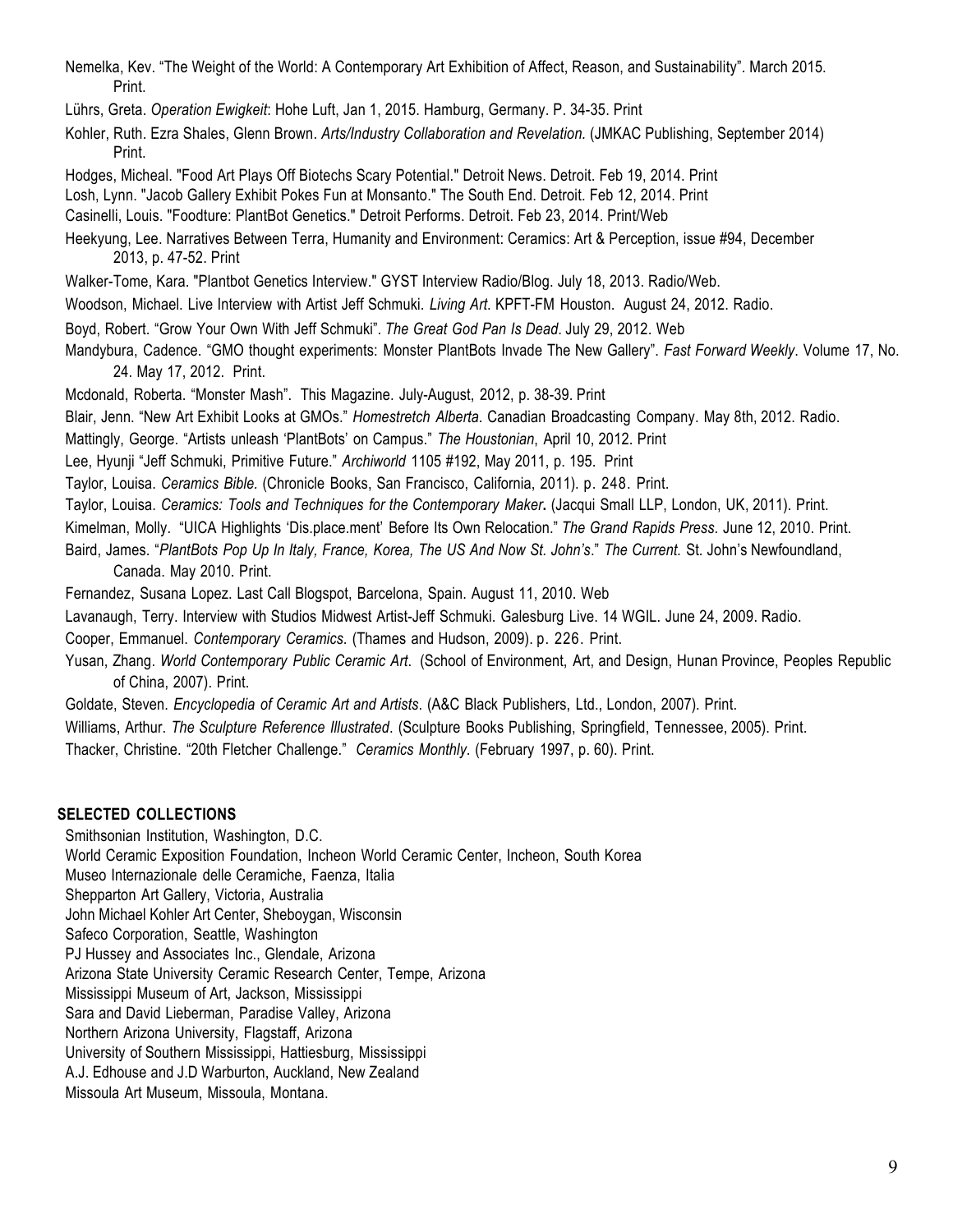Nemelka, Kev. “The Weight of the World: A Contemporary Art Exhibition of Affect, Reason, and Sustainability”. March 2015. Print.

Lührs, Greta. *Operation Ewigkeit*: Hohe Luft, Jan 1, 2015. Hamburg, Germany. P. 34-35. Print

Kohler, Ruth. Ezra Shales, Glenn Brown. *Arts/Industry Collaboration and Revelation.* (JMKAC Publishing, September 2014) Print.

Hodges, Micheal. "Food Art Plays Off Biotechs Scary Potential." Detroit News. Detroit. Feb 19, 2014. Print

Losh, Lynn. "Jacob Gallery Exhibit Pokes Fun at Monsanto." The South End. Detroit. Feb 12, 2014. Print

Casinelli, Louis. "Foodture: PlantBot Genetics." Detroit Performs. Detroit. Feb 23, 2014. Print/Web

Heekyung, Lee. Narratives Between Terra, Humanity and Environment: Ceramics: Art & Perception, issue #94, December 2013, p. 47-52. Print

Walker-Tome, Kara. "Plantbot Genetics Interview." GYST Interview Radio/Blog. July 18, 2013. Radio/Web.

Woodson, Michael. Live Interview with Artist Jeff Schmuki. *Living Art*. KPFT-FM Houston. August 24, 2012. Radio.

Boyd, Robert. “Grow Your Own With Jeff Schmuki”. *The Great God Pan Is Dead*. July 29, 2012. Web

Mandybura, Cadence. “GMO thought experiments: Monster PlantBots Invade The New Gallery”. *Fast Forward Weekly*. Volume 17, No. 24. May 17, 2012. Print.

Mcdonald, Roberta. “Monster Mash”. This Magazine. July-August, 2012, p. 38-39. Print

Blair, Jenn. “New Art Exhibit Looks at GMOs.” *Homestretch Alberta*. Canadian Broadcasting Company. May 8th, 2012. Radio.

Mattingly, George. “Artists unleash ‘PlantBots’ on Campus.” *The Houstonian*, April 10, 2012. Print

Lee, Hyunji “Jeff Schmuki, Primitive Future.” *Archiworld* 1105 #192, May 2011, p. 195. Print

Taylor, Louisa. *Ceramics Bible.* (Chronicle Books, San Francisco, California, 2011). p. 248. Print.

Taylor, Louisa. *Ceramics: Tools and Techniques for the Contemporary Maker***.** (Jacqui Small LLP, London, UK, 2011). Print.

Kimelman, Molly. “UICA Highlights ‘Dis.place.ment’ Before Its Own Relocation.” *The Grand Rapids Press*. June 12, 2010. Print.

Baird, James. “*PlantBots Pop Up In Italy, France, Korea, The US And Now St. John's*.” *The Current.* St. John's Newfoundland, Canada. May 2010. Print.

Fernandez, Susana Lopez. Last Call Blogspot, Barcelona, Spain. August 11, 2010. Web

Lavanaugh, Terry. Interview with Studios Midwest Artist-Jeff Schmuki. Galesburg Live. 14 WGIL. June 24, 2009. Radio.

Cooper, Emmanuel. *Contemporary Ceramics*. (Thames and Hudson, 2009). p. 226. Print.

Yusan, Zhang. *World Contemporary Public Ceramic Art*. (School of Environment, Art, and Design, Hunan Province, Peoples Republic of China, 2007). Print.

Goldate, Steven. *Encyclopedia of Ceramic Art and Artists*. (A&C Black Publishers, Ltd., London, 2007). Print.

Williams, Arthur. *The Sculpture Reference Illustrated*. (Sculpture Books Publishing, Springfield, Tennessee, 2005). Print.

Thacker, Christine. “20th Fletcher Challenge.” *Ceramics Monthly*. (February 1997, p. 60). Print.

## SELECTED COLLECTIONS

Smithsonian Institution, Washington, D.C.
World Ceramic Exposition Foundation, Incheon World Ceramic Center, Incheon, South Korea
Museo Internazionale delle Ceramiche, Faenza, Italia
Shepparton Art Gallery, Victoria, Australia
John Michael Kohler Art Center, Sheboygan, Wisconsin
Safeco Corporation, Seattle, Washington
PJ Hussey and Associates Inc., Glendale, Arizona
Arizona State University Ceramic Research Center, Tempe, Arizona
Mississippi Museum of Art, Jackson, Mississippi
Sara and David Lieberman, Paradise Valley, Arizona
Northern Arizona University, Flagstaff, Arizona
University of Southern Mississippi, Hattiesburg, Mississippi
A.J. Edhouse and J.D Warburton, Auckland, New Zealand
Missoula Art Museum, Missoula, Montana.